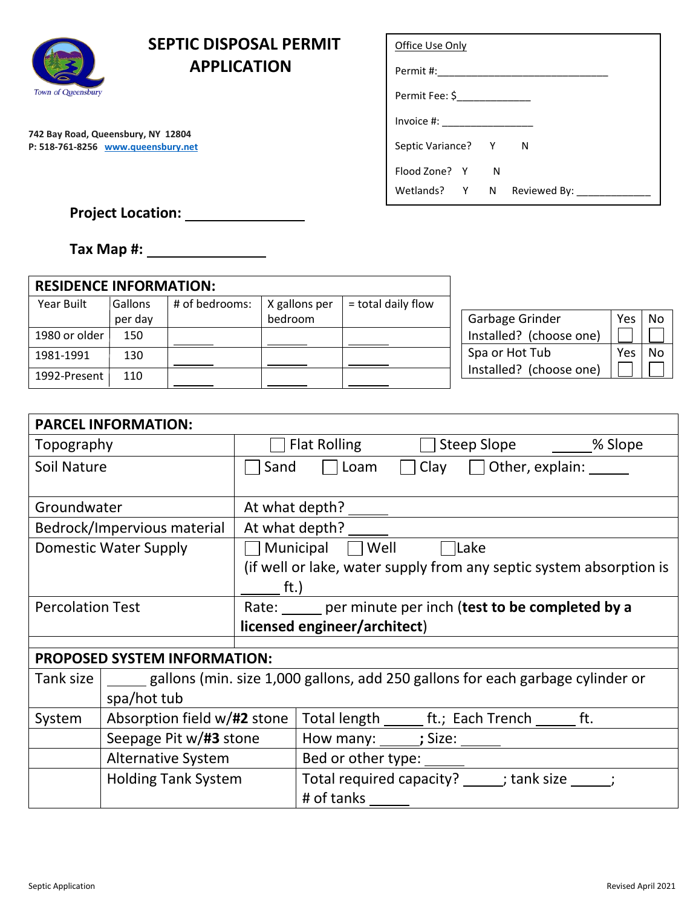# SEPTIC DISPOSAL PERMIT APPLICATION

Town of Queensbury

**742 Bay Road, Queensbury, NY 12804**
**P: 518-761-8256 www.queensbury.net**

| Office Use Only |
|---|
| Permit #:_______________________________ |
| Permit Fee: $_____________ |
| Invoice #: ________________ |
| Septic Variance? Y N |
| Flood Zone? Y N |
| Wetlands? Y N Reviewed By: _____________ |

**Project Location:** _______________

**Tax Map #:** _______________

| **RESIDENCE INFORMATION:** | | | | |
|---|---|---|---|---|
| Year Built | Gallons per day | # of bedrooms: | X gallons per bedroom | = total daily flow |
| 1980 or older | 150 | ______ | ______ | ______ |
| 1981-1991 | 130 | ______ | ______ | ______ |
| 1992-Present | 110 | ______ | ______ | ______ |

| | Yes | No |
|---|---|---|
| Garbage Grinder Installed? (choose one) | ☐ | ☐ |
| Spa or Hot Tub Installed? (choose one) | ☐ | ☐ |

| **PARCEL INFORMATION:** | |
|---|---|
| Topography | ☐ Flat Rolling ☐ Steep Slope _____% Slope |
| Soil Nature | ☐ Sand ☐ Loam ☐ Clay ☐ Other, explain: _____ |
| Groundwater | At what depth? _____ |
| Bedrock/Impervious material | At what depth? _____ |
| Domestic Water Supply | ☐ Municipal ☐ Well ☐ Lake (if well or lake, water supply from any septic system absorption is _____ ft.) |
| Percolation Test | Rate: _____ per minute per inch (**test to be completed by a licensed engineer/architect**) |

| **PROPOSED SYSTEM INFORMATION:** | | |
|---|---|---|
| Tank size | _____ gallons (min. size 1,000 gallons, add 250 gallons for each garbage cylinder or spa/hot tub | |
| System | Absorption field w/**#2** stone | Total length _____ ft.; Each Trench _____ ft. |
| | Seepage Pit w/**#3** stone | How many: _____**;** Size: _____ |
| | Alternative System | Bed or other type: _____ |
| | Holding Tank System | Total required capacity? _____; tank size _____; # of tanks _____ |

Septic Application

Revised April 2021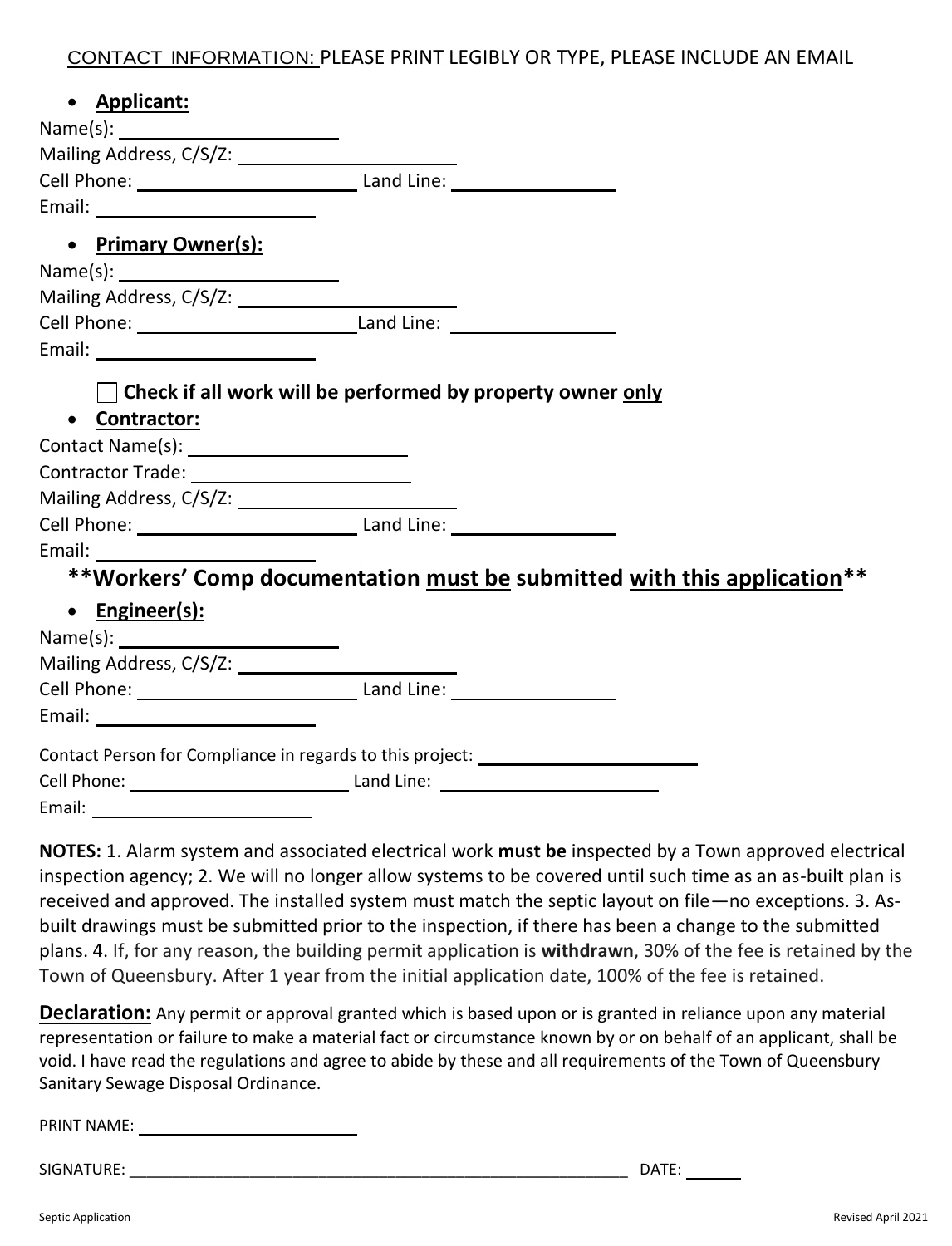CONTACT INFORMATION: PLEASE PRINT LEGIBLY OR TYPE, PLEASE INCLUDE AN EMAIL

- **Applicant:**

Name(s): ____________________
Mailing Address, C/S/Z: ____________________
Cell Phone: ____________________ Land Line: ________________
Email: ____________________

- **Primary Owner(s):**

Name(s): ____________________
Mailing Address, C/S/Z: ____________________
Cell Phone: ____________________ Land Line: ________________
Email: ____________________

☐ **Check if all work will be performed by property owner only**

- **Contractor:**

Contact Name(s): ____________________
Contractor Trade: ____________________
Mailing Address, C/S/Z: ____________________
Cell Phone: ____________________ Land Line: ________________
Email: ____________________

**\*\*Workers' Comp documentation must be submitted with this application\*\***

- **Engineer(s):**

Name(s): ____________________
Mailing Address, C/S/Z: ____________________
Cell Phone: ____________________ Land Line: ________________
Email: ____________________

Contact Person for Compliance in regards to this project: ____________________
Cell Phone: ____________________ Land Line: ____________________
Email: ____________________

**NOTES:** 1. Alarm system and associated electrical work **must be** inspected by a Town approved electrical inspection agency; 2. We will no longer allow systems to be covered until such time as an as-built plan is received and approved. The installed system must match the septic layout on file—no exceptions. 3. As-built drawings must be submitted prior to the inspection, if there has been a change to the submitted plans. 4. If, for any reason, the building permit application is **withdrawn**, 30% of the fee is retained by the Town of Queensbury. After 1 year from the initial application date, 100% of the fee is retained.

**Declaration:** Any permit or approval granted which is based upon or is granted in reliance upon any material representation or failure to make a material fact or circumstance known by or on behalf of an applicant, shall be void. I have read the regulations and agree to abide by these and all requirements of the Town of Queensbury Sanitary Sewage Disposal Ordinance.

PRINT NAME: ____________________

SIGNATURE: ____________________________________________ DATE: ______

Septic Application Revised April 2021